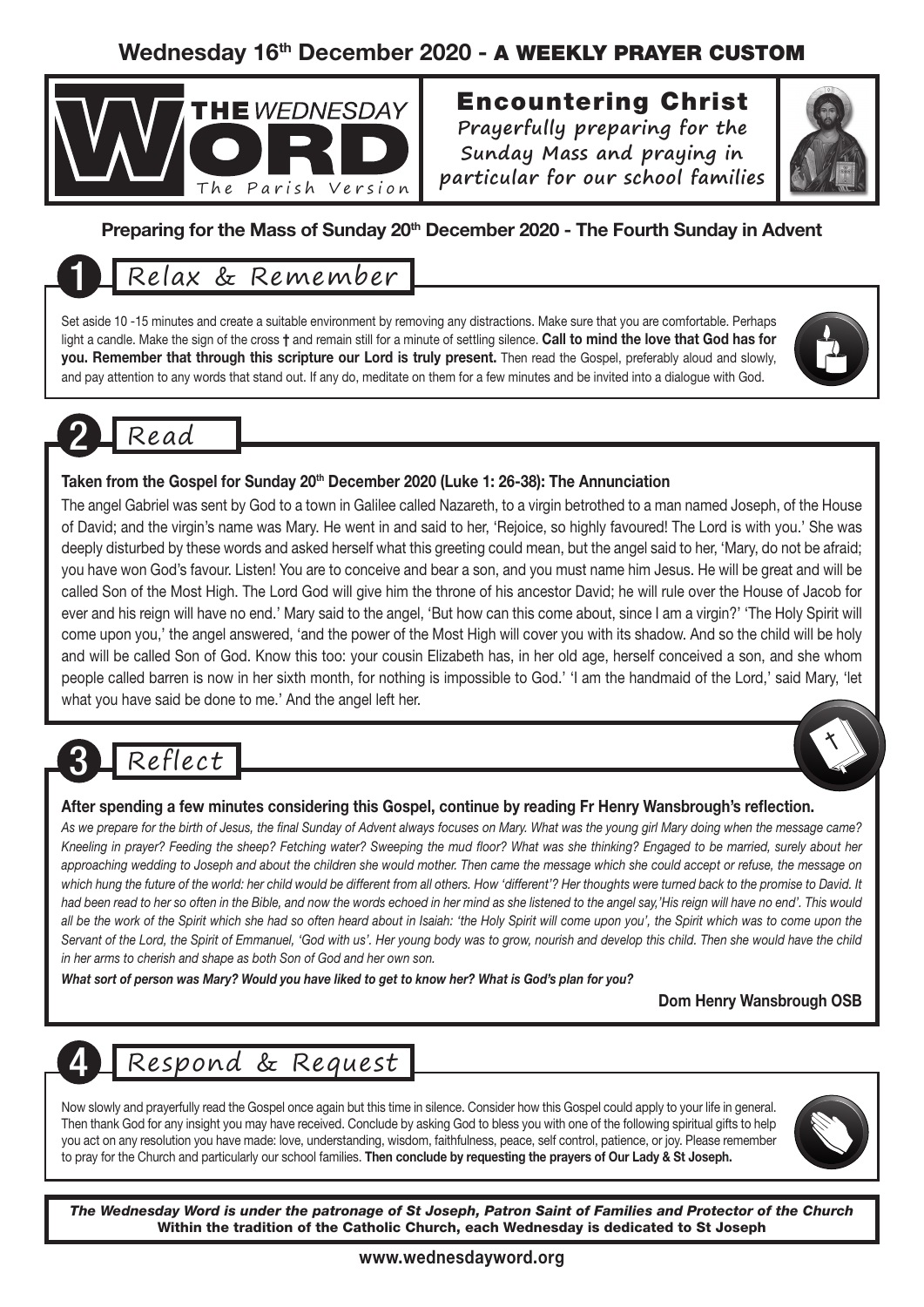**Wednesday 16th December 2020 - A WEEKLY PRAYER CUSTOM**

# THE WEDNESDAY WORD
The Parish Version

## Encountering Christ
Prayerfully preparing for the Sunday Mass and praying in particular for our school families

**Preparing for the Mass of Sunday 20th December 2020 - The Fourth Sunday in Advent**

## 1 Relax & Remember

Set aside 10 -15 minutes and create a suitable environment by removing any distractions. Make sure that you are comfortable. Perhaps light a candle. Make the sign of the cross † and remain still for a minute of settling silence. **Call to mind the love that God has for you. Remember that through this scripture our Lord is truly present.** Then read the Gospel, preferably aloud and slowly, and pay attention to any words that stand out. If any do, meditate on them for a few minutes and be invited into a dialogue with God.

## 2 Read

**Taken from the Gospel for Sunday 20th December 2020 (Luke 1: 26-38): The Annunciation**

The angel Gabriel was sent by God to a town in Galilee called Nazareth, to a virgin betrothed to a man named Joseph, of the House of David; and the virgin's name was Mary. He went in and said to her, 'Rejoice, so highly favoured! The Lord is with you.' She was deeply disturbed by these words and asked herself what this greeting could mean, but the angel said to her, 'Mary, do not be afraid; you have won God's favour. Listen! You are to conceive and bear a son, and you must name him Jesus. He will be great and will be called Son of the Most High. The Lord God will give him the throne of his ancestor David; he will rule over the House of Jacob for ever and his reign will have no end.' Mary said to the angel, 'But how can this come about, since I am a virgin?' 'The Holy Spirit will come upon you,' the angel answered, 'and the power of the Most High will cover you with its shadow. And so the child will be holy and will be called Son of God. Know this too: your cousin Elizabeth has, in her old age, herself conceived a son, and she whom people called barren is now in her sixth month, for nothing is impossible to God.' 'I am the handmaid of the Lord,' said Mary, 'let what you have said be done to me.' And the angel left her.

## 3 Reflect

**After spending a few minutes considering this Gospel, continue by reading Fr Henry Wansbrough's reflection.**

*As we prepare for the birth of Jesus, the final Sunday of Advent always focuses on Mary. What was the young girl Mary doing when the message came? Kneeling in prayer? Feeding the sheep? Fetching water? Sweeping the mud floor? What was she thinking? Engaged to be married, surely about her approaching wedding to Joseph and about the children she would mother. Then came the message which she could accept or refuse, the message on which hung the future of the world: her child would be different from all others. How 'different'? Her thoughts were turned back to the promise to David. It had been read to her so often in the Bible, and now the words echoed in her mind as she listened to the angel say,'His reign will have no end'. This would all be the work of the Spirit which she had so often heard about in Isaiah: 'the Holy Spirit will come upon you', the Spirit which was to come upon the Servant of the Lord, the Spirit of Emmanuel, 'God with us'. Her young body was to grow, nourish and develop this child. Then she would have the child in her arms to cherish and shape as both Son of God and her own son.*

***What sort of person was Mary? Would you have liked to get to know her? What is God's plan for you?***

**Dom Henry Wansbrough OSB**

## 4 Respond & Request

Now slowly and prayerfully read the Gospel once again but this time in silence. Consider how this Gospel could apply to your life in general. Then thank God for any insight you may have received. Conclude by asking God to bless you with one of the following spiritual gifts to help you act on any resolution you have made: love, understanding, wisdom, faithfulness, peace, self control, patience, or joy. Please remember to pray for the Church and particularly our school families. **Then conclude by requesting the prayers of Our Lady & St Joseph.**

***The Wednesday Word is under the patronage of St Joseph, Patron Saint of Families and Protector of the Church***
**Within the tradition of the Catholic Church, each Wednesday is dedicated to St Joseph**

**www.wednesdayword.org**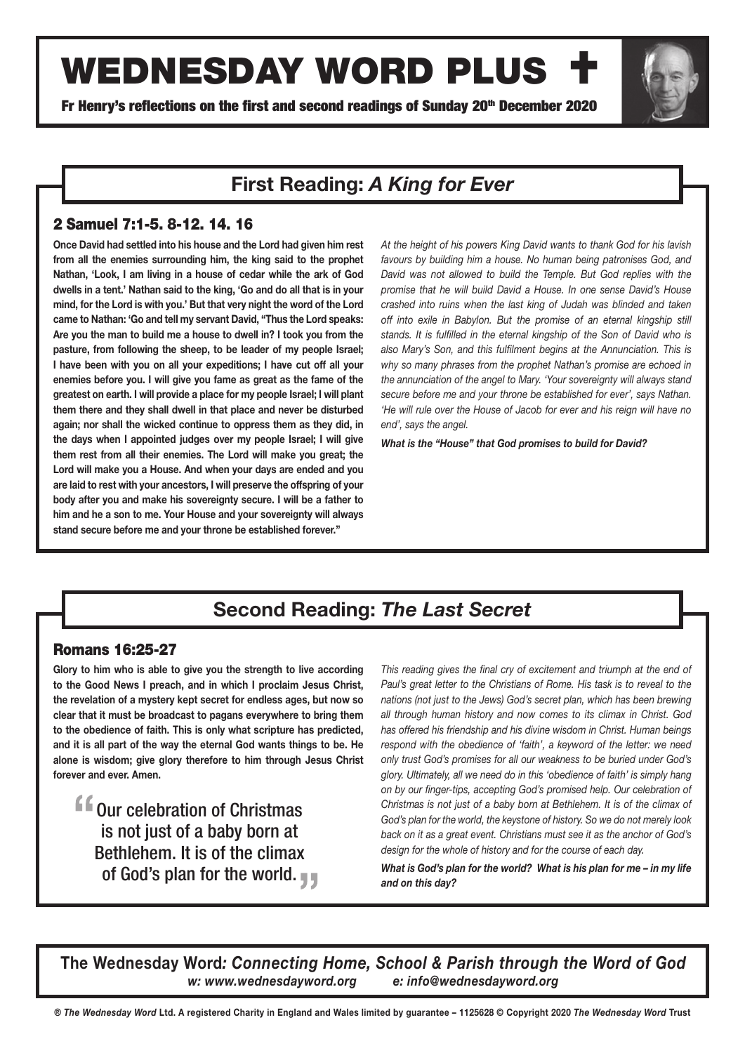# WEDNESDAY WORD PLUS ✝

**Fr Henry's reflections on the first and second readings of Sunday 20th December 2020**

## First Reading: *A King for Ever*

### 2 Samuel 7:1-5. 8-12. 14. 16

**Once David had settled into his house and the Lord had given him rest from all the enemies surrounding him, the king said to the prophet Nathan, 'Look, I am living in a house of cedar while the ark of God dwells in a tent.' Nathan said to the king, 'Go and do all that is in your mind, for the Lord is with you.' But that very night the word of the Lord came to Nathan: 'Go and tell my servant David, "Thus the Lord speaks: Are you the man to build me a house to dwell in? I took you from the pasture, from following the sheep, to be leader of my people Israel; I have been with you on all your expeditions; I have cut off all your enemies before you. I will give you fame as great as the fame of the greatest on earth. I will provide a place for my people Israel; I will plant them there and they shall dwell in that place and never be disturbed again; nor shall the wicked continue to oppress them as they did, in the days when I appointed judges over my people Israel; I will give them rest from all their enemies. The Lord will make you great; the Lord will make you a House. And when your days are ended and you are laid to rest with your ancestors, I will preserve the offspring of your body after you and make his sovereignty secure. I will be a father to him and he a son to me. Your House and your sovereignty will always stand secure before me and your throne be established forever."**

*At the height of his powers King David wants to thank God for his lavish favours by building him a house. No human being patronises God, and David was not allowed to build the Temple. But God replies with the promise that he will build David a House. In one sense David's House crashed into ruins when the last king of Judah was blinded and taken off into exile in Babylon. But the promise of an eternal kingship still stands. It is fulfilled in the eternal kingship of the Son of David who is also Mary's Son, and this fulfilment begins at the Annunciation. This is why so many phrases from the prophet Nathan's promise are echoed in the annunciation of the angel to Mary. 'Your sovereignty will always stand secure before me and your throne be established for ever', says Nathan. 'He will rule over the House of Jacob for ever and his reign will have no end', says the angel.*

***What is the "House" that God promises to build for David?***

## Second Reading: *The Last Secret*

### Romans 16:25-27

**Glory to him who is able to give you the strength to live according to the Good News I preach, and in which I proclaim Jesus Christ, the revelation of a mystery kept secret for endless ages, but now so clear that it must be broadcast to pagans everywhere to bring them to the obedience of faith. This is only what scripture has predicted, and it is all part of the way the eternal God wants things to be. He alone is wisdom; give glory therefore to him through Jesus Christ forever and ever. Amen.**

> "Our celebration of Christmas is not just of a baby born at Bethlehem. It is of the climax of God's plan for the world."

*This reading gives the final cry of excitement and triumph at the end of Paul's great letter to the Christians of Rome. His task is to reveal to the nations (not just to the Jews) God's secret plan, which has been brewing all through human history and now comes to its climax in Christ. God has offered his friendship and his divine wisdom in Christ. Human beings respond with the obedience of 'faith', a keyword of the letter: we need only trust God's promises for all our weakness to be buried under God's glory. Ultimately, all we need do in this 'obedience of faith' is simply hang on by our finger-tips, accepting God's promised help. Our celebration of Christmas is not just of a baby born at Bethlehem. It is of the climax of God's plan for the world, the keystone of history. So we do not merely look back on it as a great event. Christians must see it as the anchor of God's design for the whole of history and for the course of each day.*

***What is God's plan for the world? What is his plan for me – in my life and on this day?***

**The Wednesday Word*: Connecting Home, School & Parish through the Word of God***
***w: www.wednesdayword.org e: info@wednesdayword.org***

**® *The Wednesday Word* Ltd. A registered Charity in England and Wales limited by guarantee – 1125628 © Copyright 2020 *The Wednesday Word* Trust**